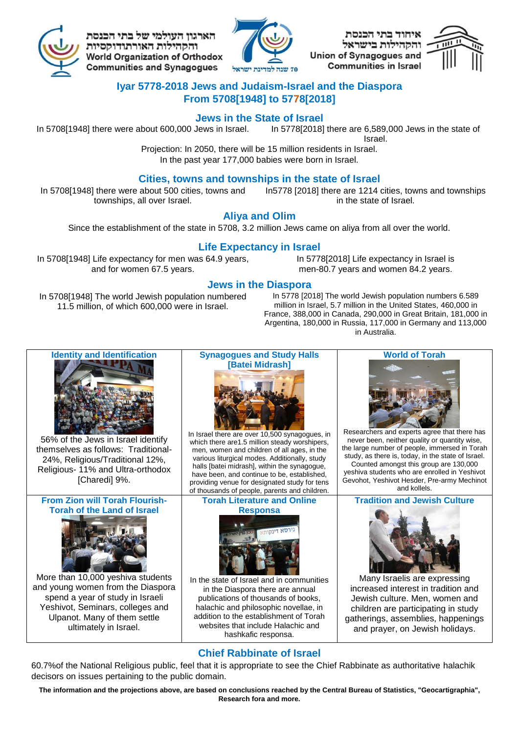הארגון העולמי של בתי הכנסת והקהילות האורתודוקסיות
World Organization of Orthodox Communities and Synagogues

70 שנה למדינת ישראל

איחוד בתי הכנסת והקהילות בישראל
Union of Synagogues and Communities in Israel

# Iyar 5778-2018 Jews and Judaism-Israel and the Diaspora
# From 5708[1948] to 5778[2018]

## Jews in the State of Israel

In 5708[1948] there were about 600,000 Jews in Israel.

In 5778[2018] there are 6,589,000 Jews in the state of Israel.

Projection: In 2050, there will be 15 million residents in Israel.

In the past year 177,000 babies were born in Israel.

## Cities, towns and townships in the state of Israel

In 5708[1948] there were about 500 cities, towns and townships, all over Israel.

In5778 [2018] there are 1214 cities, towns and townships in the state of Israel.

## Aliya and Olim

Since the establishment of the state in 5708, 3.2 million Jews came on aliya from all over the world.

## Life Expectancy in Israel

In 5708[1948] Life expectancy for men was 64.9 years, and for women 67.5 years.

In 5778[2018] Life expectancy in Israel is men-80.7 years and women 84.2 years.

## Jews in the Diaspora

In 5708[1948] The world Jewish population numbered 11.5 million, of which 600,000 were in Israel.

In 5778 [2018] The world Jewish population numbers 6.589 million in Israel, 5.7 million in the United States, 460,000 in France, 388,000 in Canada, 290,000 in Great Britain, 181,000 in Argentina, 180,000 in Russia, 117,000 in Germany and 113,000 in Australia.

### Identity and Identification

56% of the Jews in Israel identify themselves as follows: Traditional-24%, Religious/Traditional 12%, Religious- 11% and Ultra-orthodox [Charedi] 9%.

### Synagogues and Study Halls [Batei Midrash]

In Israel there are over 10,500 synagogues, in which there are1.5 million steady worshipers, men, women and children of all ages, in the various liturgical modes. Additionally, study halls [batei midrash], within the synagogue, have been, and continue to be, established, providing venue for designated study for tens of thousands of people, parents and children.

### World of Torah

Researchers and experts agree that there has never been, neither quality or quantity wise, the large number of people, immersed in Torah study, as there is, today, in the state of Israel. Counted amongst this group are 130,000 yeshiva students who are enrolled in Yeshivot Gevohot, Yeshivot Hesder, Pre-army Mechinot and kollels.

### From Zion will Torah Flourish-Torah of the Land of Israel

More than 10,000 yeshiva students and young women from the Diaspora spend a year of study in Israeli Yeshivot, Seminars, colleges and Ulpanot. Many of them settle ultimately in Israel.

### Torah Literature and Online Responsa

In the state of Israel and in communities in the Diaspora there are annual publications of thousands of books, halachic and philosophic novellae, in addition to the establishment of Torah websites that include Halachic and hashkafic responsa.

### Tradition and Jewish Culture

Many Israelis are expressing increased interest in tradition and Jewish culture. Men, women and children are participating in study gatherings, assemblies, happenings and prayer, on Jewish holidays.

## Chief Rabbinate of Israel

60.7%of the National Religious public, feel that it is appropriate to see the Chief Rabbinate as authoritative halachik decisors on issues pertaining to the public domain.

**The information and the projections above, are based on conclusions reached by the Central Bureau of Statistics, "Geocartigraphia", Research fora and more.**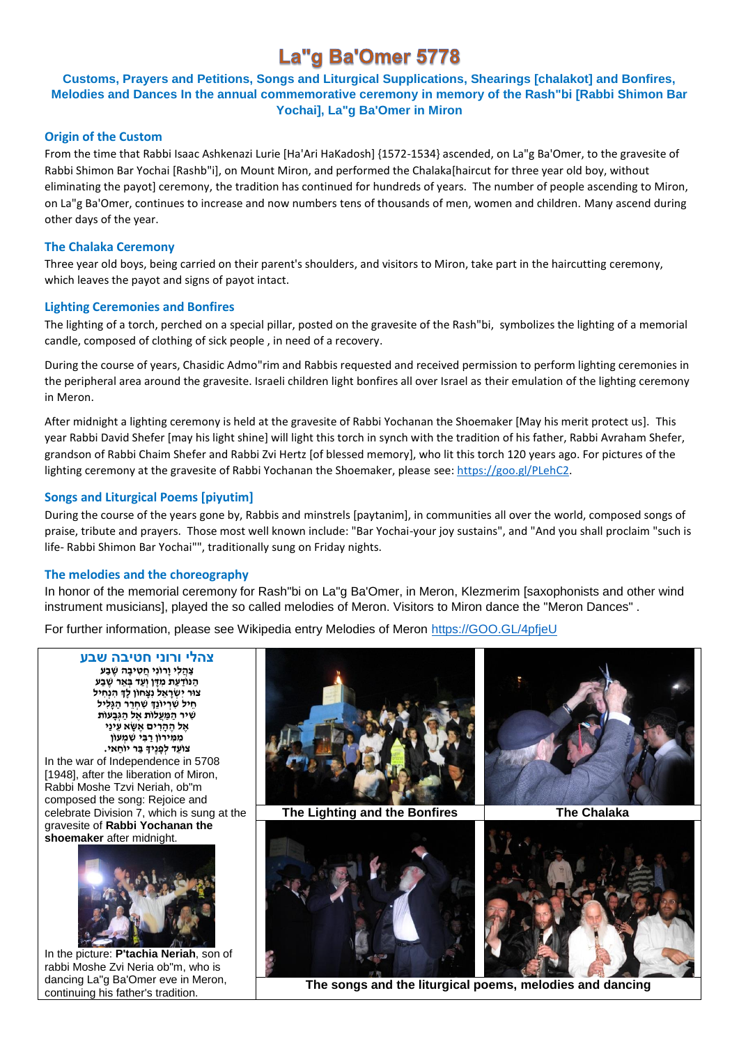# La"g Ba'Omer 5778

**Customs, Prayers and Petitions, Songs and Liturgical Supplications, Shearings [chalakot] and Bonfires, Melodies and Dances In the annual commemorative ceremony in memory of the Rash"bi [Rabbi Shimon Bar Yochai], La"g Ba'Omer in Miron**

## Origin of the Custom

From the time that Rabbi Isaac Ashkenazi Lurie [Ha'Ari HaKadosh] {1572-1534} ascended, on La"g Ba'Omer, to the gravesite of Rabbi Shimon Bar Yochai [Rashb"i], on Mount Miron, and performed the Chalaka[haircut for three year old boy, without eliminating the payot] ceremony, the tradition has continued for hundreds of years. The number of people ascending to Miron, on La"g Ba'Omer, continues to increase and now numbers tens of thousands of men, women and children. Many ascend during other days of the year.

## The Chalaka Ceremony

Three year old boys, being carried on their parent's shoulders, and visitors to Miron, take part in the haircutting ceremony, which leaves the payot and signs of payot intact.

## Lighting Ceremonies and Bonfires

The lighting of a torch, perched on a special pillar, posted on the gravesite of the Rash"bi, symbolizes the lighting of a memorial candle, composed of clothing of sick people , in need of a recovery.

During the course of years, Chasidic Admo"rim and Rabbis requested and received permission to perform lighting ceremonies in the peripheral area around the gravesite. Israeli children light bonfires all over Israel as their emulation of the lighting ceremony in Meron.

After midnight a lighting ceremony is held at the gravesite of Rabbi Yochanan the Shoemaker [May his merit protect us]. This year Rabbi David Shefer [may his light shine] will light this torch in synch with the tradition of his father, Rabbi Avraham Shefer, grandson of Rabbi Chaim Shefer and Rabbi Zvi Hertz [of blessed memory], who lit this torch 120 years ago. For pictures of the lighting ceremony at the gravesite of Rabbi Yochanan the Shoemaker, please see: https://goo.gl/PLehC2.

## Songs and Liturgical Poems [piyutim]

During the course of the years gone by, Rabbis and minstrels [paytanim], in communities all over the world, composed songs of praise, tribute and prayers. Those most well known include: "Bar Yochai-your joy sustains", and "And you shall proclaim "such is life- Rabbi Shimon Bar Yochai"", traditionally sung on Friday nights.

## The melodies and the choreography

In honor of the memorial ceremony for Rash"bi on La"g Ba'Omer, in Meron, Klezmerim [saxophonists and other wind instrument musicians], played the so called melodies of Meron. Visitors to Miron dance the "Meron Dances" .

For further information, please see Wikipedia entry Melodies of Meron https://GOO.GL/4pfjeU

### צהלי ורוני חטיבה שבע

צַהֲלִי וָרֹנִּי חֲטִיבָה שֶׁבַע
הַנּוֹדַעַת מִדָּן וְעַד בְּאֵר שֶׁבַע
צוּר יִשְׂרָאֵל נִצְחוֹן לָךְ הִנְחִיל
חֵיל שִׁרְיוֹנֵךְ שִׁחְרֵר הַגָּלִיל
שִׁיר הַמַּעֲלוֹת אֶל הַגְּבָעוֹת
אֶל הֶהָרִים אֶשָּׂא עֵינַי
מִמִּירוֹן רַבִּי שִׁמְעוֹן
צוֹעֵד לְפָנֶיךָ בַּר יוֹחָאי.

In the war of Independence in 5708 [1948], after the liberation of Miron, Rabbi Moshe Tzvi Neriah, ob"m composed the song: Rejoice and celebrate Division 7, which is sung at the gravesite of **Rabbi Yochanan the shoemaker** after midnight.

In the picture: **P'tachia Neriah**, son of rabbi Moshe Zvi Neria ob"m, who is dancing La"g Ba'Omer eve in Meron, continuing his father's tradition.

The Lighting and the Bonfires

The Chalaka

The songs and the liturgical poems, melodies and dancing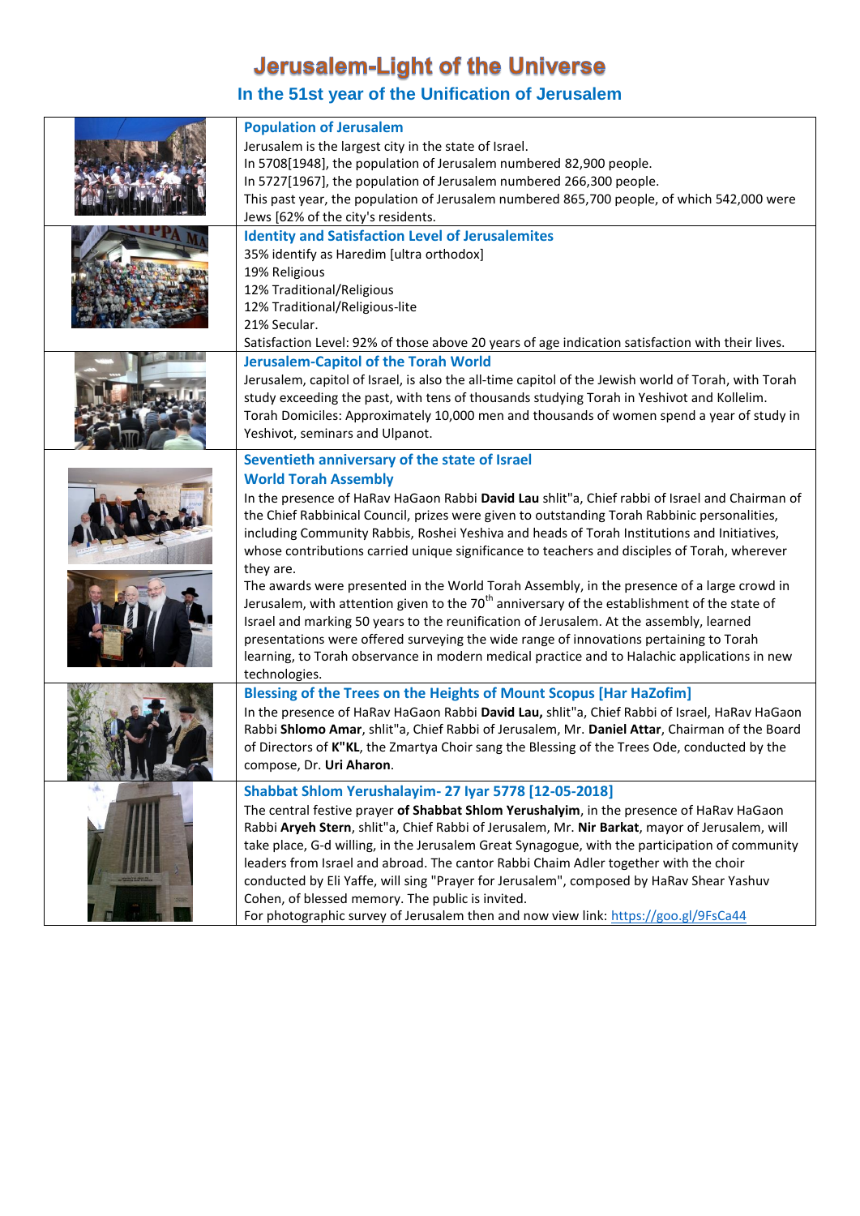# Jerusalem-Light of the Universe

## In the 51st year of the Unification of Jerusalem

### Population of Jerusalem

Jerusalem is the largest city in the state of Israel.
In 5708[1948], the population of Jerusalem numbered 82,900 people.
In 5727[1967], the population of Jerusalem numbered 266,300 people.
This past year, the population of Jerusalem numbered 865,700 people, of which 542,000 were Jews [62% of the city's residents.

### Identity and Satisfaction Level of Jerusalemites

35% identify as Haredim [ultra orthodox]
19% Religious
12% Traditional/Religious
12% Traditional/Religious-lite
21% Secular.
Satisfaction Level: 92% of those above 20 years of age indication satisfaction with their lives.

### Jerusalem-Capitol of the Torah World

Jerusalem, capitol of Israel, is also the all-time capitol of the Jewish world of Torah, with Torah study exceeding the past, with tens of thousands studying Torah in Yeshivot and Kollelim.
Torah Domiciles: Approximately 10,000 men and thousands of women spend a year of study in Yeshivot, seminars and Ulpanot.

### Seventieth anniversary of the state of Israel

### World Torah Assembly

In the presence of HaRav HaGaon Rabbi **David Lau** shlit"a, Chief rabbi of Israel and Chairman of the Chief Rabbinical Council, prizes were given to outstanding Torah Rabbinic personalities, including Community Rabbis, Roshei Yeshiva and heads of Torah Institutions and Initiatives, whose contributions carried unique significance to teachers and disciples of Torah, wherever they are.
The awards were presented in the World Torah Assembly, in the presence of a large crowd in Jerusalem, with attention given to the 70th anniversary of the establishment of the state of Israel and marking 50 years to the reunification of Jerusalem. At the assembly, learned presentations were offered surveying the wide range of innovations pertaining to Torah learning, to Torah observance in modern medical practice and to Halachic applications in new technologies.

### Blessing of the Trees on the Heights of Mount Scopus [Har HaZofim]

In the presence of HaRav HaGaon Rabbi **David Lau,** shlit"a, Chief Rabbi of Israel, HaRav HaGaon Rabbi **Shlomo Amar**, shlit"a, Chief Rabbi of Jerusalem, Mr. **Daniel Attar**, Chairman of the Board of Directors of **K"KL**, the Zmartya Choir sang the Blessing of the Trees Ode, conducted by the compose, Dr. **Uri Aharon**.

### Shabbat Shlom Yerushalayim- 27 Iyar 5778 [12-05-2018]

The central festive prayer **of Shabbat Shlom Yerushalyim**, in the presence of HaRav HaGaon Rabbi **Aryeh Stern**, shlit"a, Chief Rabbi of Jerusalem, Mr. **Nir Barkat**, mayor of Jerusalem, will take place, G-d willing, in the Jerusalem Great Synagogue, with the participation of community leaders from Israel and abroad. The cantor Rabbi Chaim Adler together with the choir conducted by Eli Yaffe, will sing "Prayer for Jerusalem", composed by HaRav Shear Yashuv Cohen, of blessed memory. The public is invited.
For photographic survey of Jerusalem then and now view link: https://goo.gl/9FsCa44